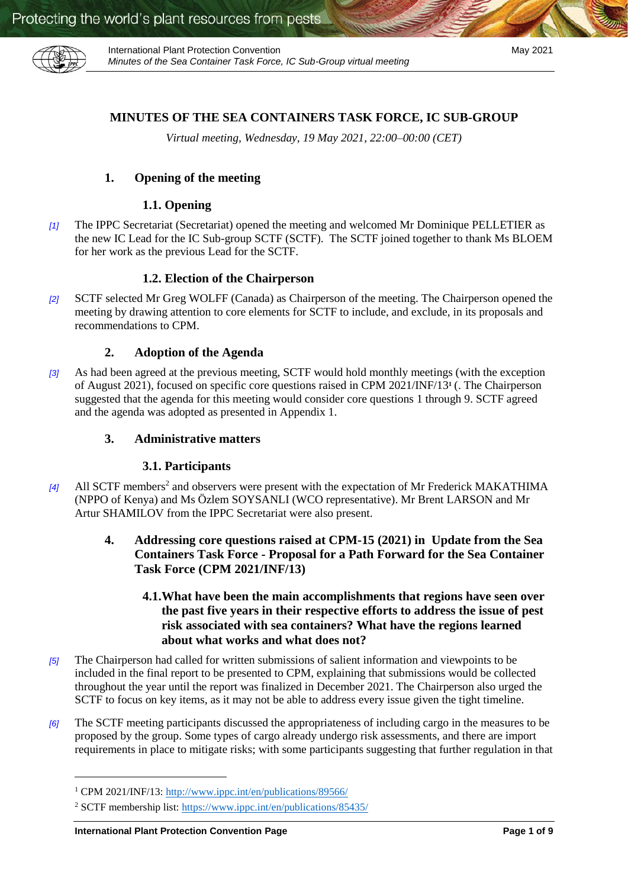# MINUTES OF THE SEA CONTAINERS TASK FORCE, IC SUB-GROUP

*Virtual meeting, Wednesday, 19 May 2021, 22:00–00:00 (CET)*

## 1. Opening of the meeting

### 1.1. Opening

*[1]* The IPPC Secretariat (Secretariat) opened the meeting and welcomed Mr Dominique PELLETIER as the new IC Lead for the IC Sub-group SCTF (SCTF). The SCTF joined together to thank Ms BLOEM for her work as the previous Lead for the SCTF.

### 1.2. Election of the Chairperson

*[2]* SCTF selected Mr Greg WOLFF (Canada) as Chairperson of the meeting. The Chairperson opened the meeting by drawing attention to core elements for SCTF to include, and exclude, in its proposals and recommendations to CPM.

## 2. Adoption of the Agenda

*[3]* As had been agreed at the previous meeting, SCTF would hold monthly meetings (with the exception of August 2021), focused on specific core questions raised in CPM 2021/INF/13[1] (. The Chairperson suggested that the agenda for this meeting would consider core questions 1 through 9. SCTF agreed and the agenda was adopted as presented in Appendix 1.

## 3. Administrative matters

### 3.1. Participants

*[4]* All SCTF members[2] and observers were present with the expectation of Mr Frederick MAKATHIMA (NPPO of Kenya) and Ms Özlem SOYSANLI (WCO representative). Mr Brent LARSON and Mr Artur SHAMILOV from the IPPC Secretariat were also present.

## 4. Addressing core questions raised at CPM-15 (2021) in Update from the Sea Containers Task Force - Proposal for a Path Forward for the Sea Container Task Force (CPM 2021/INF/13)

### 4.1. What have been the main accomplishments that regions have seen over the past five years in their respective efforts to address the issue of pest risk associated with sea containers? What have the regions learned about what works and what does not?

*[5]* The Chairperson had called for written submissions of salient information and viewpoints to be included in the final report to be presented to CPM, explaining that submissions would be collected throughout the year until the report was finalized in December 2021. The Chairperson also urged the SCTF to focus on key items, as it may not be able to address every issue given the tight timeline.

*[6]* The SCTF meeting participants discussed the appropriateness of including cargo in the measures to be proposed by the group. Some types of cargo already undergo risk assessments, and there are import requirements in place to mitigate risks; with some participants suggesting that further regulation in that

[1] CPM 2021/INF/13: http://www.ippc.int/en/publications/89566/

[2] SCTF membership list: https://www.ippc.int/en/publications/85435/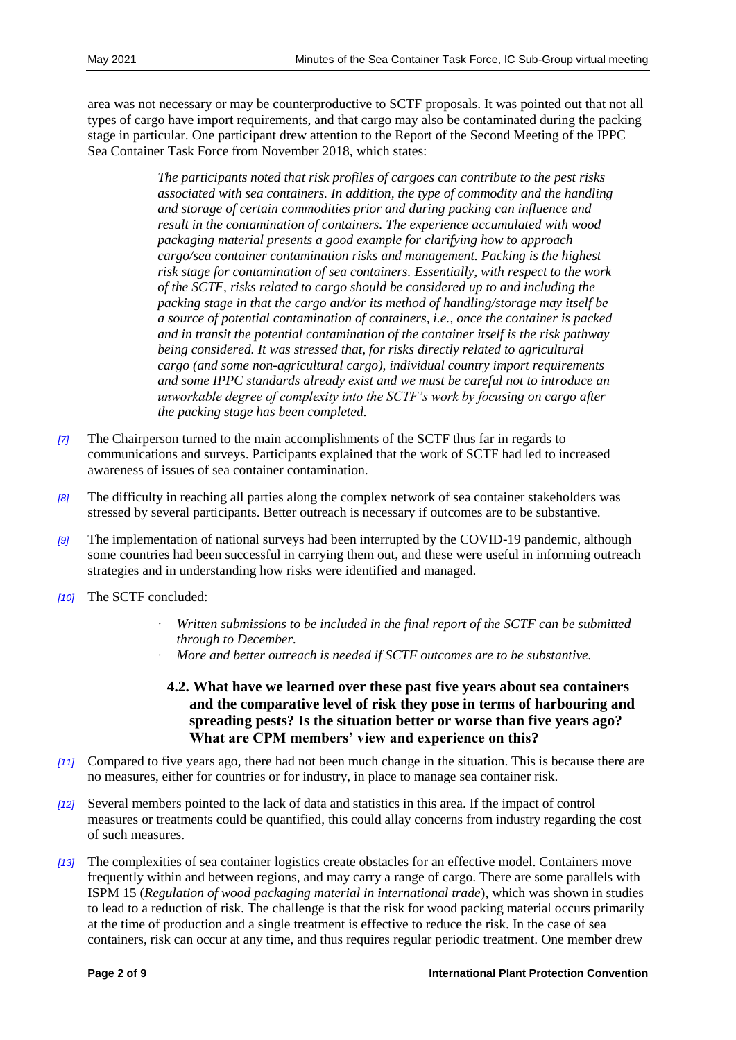area was not necessary or may be counterproductive to SCTF proposals. It was pointed out that not all types of cargo have import requirements, and that cargo may also be contaminated during the packing stage in particular. One participant drew attention to the Report of the Second Meeting of the IPPC Sea Container Task Force from November 2018, which states:

> *The participants noted that risk profiles of cargoes can contribute to the pest risks associated with sea containers. In addition, the type of commodity and the handling and storage of certain commodities prior and during packing can influence and result in the contamination of containers. The experience accumulated with wood packaging material presents a good example for clarifying how to approach cargo/sea container contamination risks and management. Packing is the highest risk stage for contamination of sea containers. Essentially, with respect to the work of the SCTF, risks related to cargo should be considered up to and including the packing stage in that the cargo and/or its method of handling/storage may itself be a source of potential contamination of containers, i.e., once the container is packed and in transit the potential contamination of the container itself is the risk pathway being considered. It was stressed that, for risks directly related to agricultural cargo (and some non-agricultural cargo), individual country import requirements and some IPPC standards already exist and we must be careful not to introduce an unworkable degree of complexity into the SCTF's work by focusing on cargo after the packing stage has been completed.*

*[7]* The Chairperson turned to the main accomplishments of the SCTF thus far in regards to communications and surveys. Participants explained that the work of SCTF had led to increased awareness of issues of sea container contamination.

*[8]* The difficulty in reaching all parties along the complex network of sea container stakeholders was stressed by several participants. Better outreach is necessary if outcomes are to be substantive.

*[9]* The implementation of national surveys had been interrupted by the COVID-19 pandemic, although some countries had been successful in carrying them out, and these were useful in informing outreach strategies and in understanding how risks were identified and managed.

*[10]* The SCTF concluded:

- *Written submissions to be included in the final report of the SCTF can be submitted through to December.*
- *More and better outreach is needed if SCTF outcomes are to be substantive.*

### 4.2. What have we learned over these past five years about sea containers and the comparative level of risk they pose in terms of harbouring and spreading pests? Is the situation better or worse than five years ago? What are CPM members' view and experience on this?

*[11]* Compared to five years ago, there had not been much change in the situation. This is because there are no measures, either for countries or for industry, in place to manage sea container risk.

*[12]* Several members pointed to the lack of data and statistics in this area. If the impact of control measures or treatments could be quantified, this could allay concerns from industry regarding the cost of such measures.

*[13]* The complexities of sea container logistics create obstacles for an effective model. Containers move frequently within and between regions, and may carry a range of cargo. There are some parallels with ISPM 15 (*Regulation of wood packaging material in international trade*), which was shown in studies to lead to a reduction of risk. The challenge is that the risk for wood packing material occurs primarily at the time of production and a single treatment is effective to reduce the risk. In the case of sea containers, risk can occur at any time, and thus requires regular periodic treatment. One member drew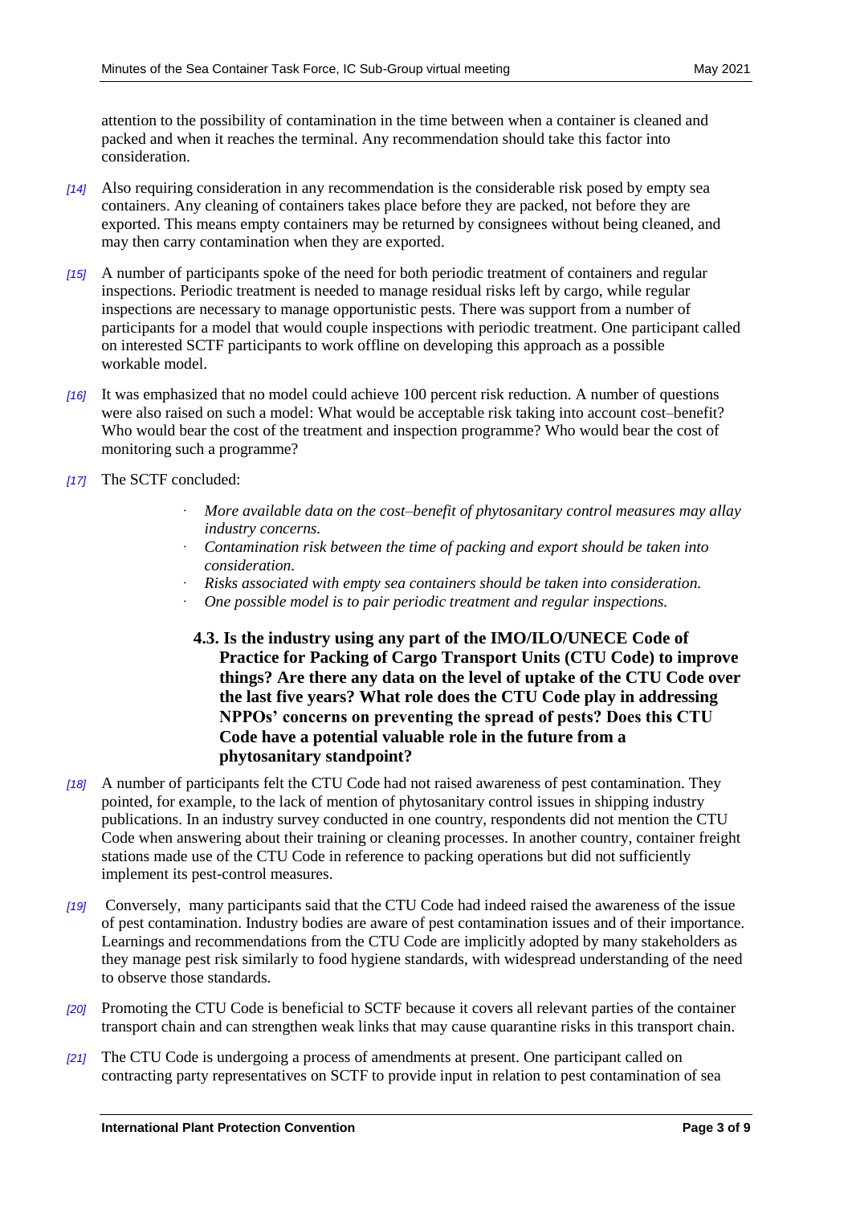attention to the possibility of contamination in the time between when a container is cleaned and packed and when it reaches the terminal. Any recommendation should take this factor into consideration.

*[14]* Also requiring consideration in any recommendation is the considerable risk posed by empty sea containers. Any cleaning of containers takes place before they are packed, not before they are exported. This means empty containers may be returned by consignees without being cleaned, and may then carry contamination when they are exported.

*[15]* A number of participants spoke of the need for both periodic treatment of containers and regular inspections. Periodic treatment is needed to manage residual risks left by cargo, while regular inspections are necessary to manage opportunistic pests. There was support from a number of participants for a model that would couple inspections with periodic treatment. One participant called on interested SCTF participants to work offline on developing this approach as a possible workable model.

*[16]* It was emphasized that no model could achieve 100 percent risk reduction. A number of questions were also raised on such a model: What would be acceptable risk taking into account cost–benefit? Who would bear the cost of the treatment and inspection programme? Who would bear the cost of monitoring such a programme?

*[17]* The SCTF concluded:

- *More available data on the cost–benefit of phytosanitary control measures may allay industry concerns.*
- *Contamination risk between the time of packing and export should be taken into consideration.*
- *Risks associated with empty sea containers should be taken into consideration.*
- *One possible model is to pair periodic treatment and regular inspections.*

### 4.3. Is the industry using any part of the IMO/ILO/UNECE Code of Practice for Packing of Cargo Transport Units (CTU Code) to improve things? Are there any data on the level of uptake of the CTU Code over the last five years? What role does the CTU Code play in addressing NPPOs' concerns on preventing the spread of pests? Does this CTU Code have a potential valuable role in the future from a phytosanitary standpoint?

*[18]* A number of participants felt the CTU Code had not raised awareness of pest contamination. They pointed, for example, to the lack of mention of phytosanitary control issues in shipping industry publications. In an industry survey conducted in one country, respondents did not mention the CTU Code when answering about their training or cleaning processes. In another country, container freight stations made use of the CTU Code in reference to packing operations but did not sufficiently implement its pest-control measures.

*[19]* Conversely, many participants said that the CTU Code had indeed raised the awareness of the issue of pest contamination. Industry bodies are aware of pest contamination issues and of their importance. Learnings and recommendations from the CTU Code are implicitly adopted by many stakeholders as they manage pest risk similarly to food hygiene standards, with widespread understanding of the need to observe those standards.

*[20]* Promoting the CTU Code is beneficial to SCTF because it covers all relevant parties of the container transport chain and can strengthen weak links that may cause quarantine risks in this transport chain.

*[21]* The CTU Code is undergoing a process of amendments at present. One participant called on contracting party representatives on SCTF to provide input in relation to pest contamination of sea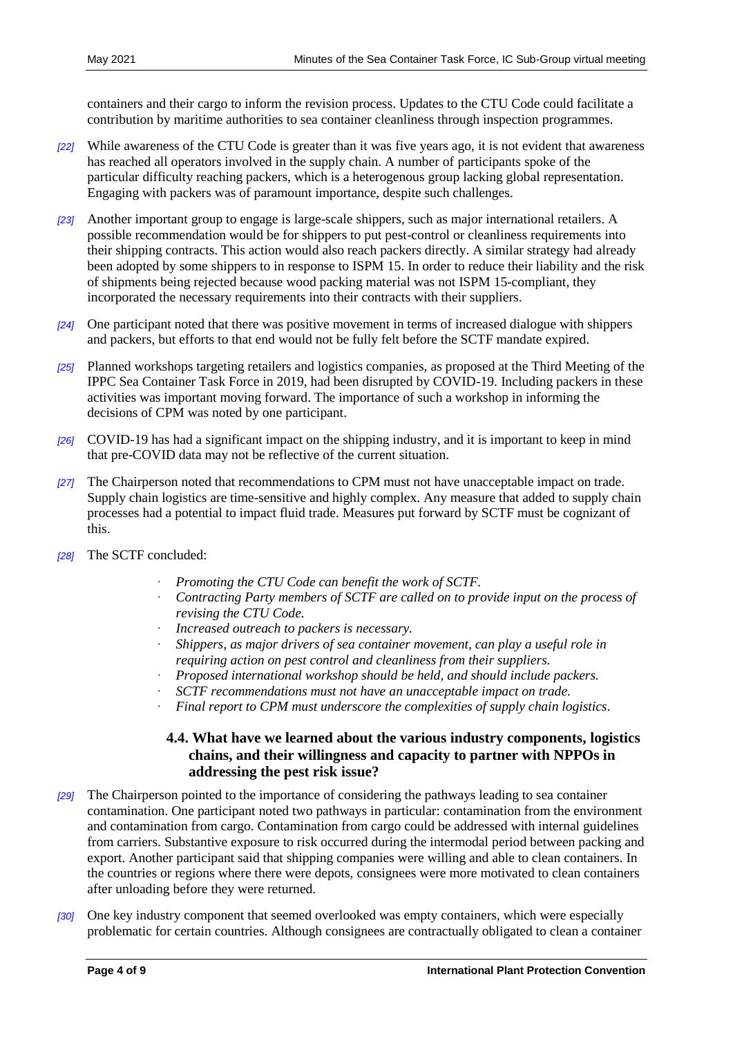containers and their cargo to inform the revision process. Updates to the CTU Code could facilitate a contribution by maritime authorities to sea container cleanliness through inspection programmes.

*[22]* While awareness of the CTU Code is greater than it was five years ago, it is not evident that awareness has reached all operators involved in the supply chain. A number of participants spoke of the particular difficulty reaching packers, which is a heterogenous group lacking global representation. Engaging with packers was of paramount importance, despite such challenges.

*[23]* Another important group to engage is large-scale shippers, such as major international retailers. A possible recommendation would be for shippers to put pest-control or cleanliness requirements into their shipping contracts. This action would also reach packers directly. A similar strategy had already been adopted by some shippers to in response to ISPM 15. In order to reduce their liability and the risk of shipments being rejected because wood packing material was not ISPM 15-compliant, they incorporated the necessary requirements into their contracts with their suppliers.

*[24]* One participant noted that there was positive movement in terms of increased dialogue with shippers and packers, but efforts to that end would not be fully felt before the SCTF mandate expired.

*[25]* Planned workshops targeting retailers and logistics companies, as proposed at the Third Meeting of the IPPC Sea Container Task Force in 2019, had been disrupted by COVID-19. Including packers in these activities was important moving forward. The importance of such a workshop in informing the decisions of CPM was noted by one participant.

*[26]* COVID-19 has had a significant impact on the shipping industry, and it is important to keep in mind that pre-COVID data may not be reflective of the current situation.

*[27]* The Chairperson noted that recommendations to CPM must not have unacceptable impact on trade. Supply chain logistics are time-sensitive and highly complex. Any measure that added to supply chain processes had a potential to impact fluid trade. Measures put forward by SCTF must be cognizant of this.

*[28]* The SCTF concluded:

- *Promoting the CTU Code can benefit the work of SCTF.*
- *Contracting Party members of SCTF are called on to provide input on the process of revising the CTU Code.*
- *Increased outreach to packers is necessary.*
- *Shippers, as major drivers of sea container movement, can play a useful role in requiring action on pest control and cleanliness from their suppliers.*
- *Proposed international workshop should be held, and should include packers.*
- *SCTF recommendations must not have an unacceptable impact on trade.*
- *Final report to CPM must underscore the complexities of supply chain logistics.*

### 4.4. What have we learned about the various industry components, logistics chains, and their willingness and capacity to partner with NPPOs in addressing the pest risk issue?

*[29]* The Chairperson pointed to the importance of considering the pathways leading to sea container contamination. One participant noted two pathways in particular: contamination from the environment and contamination from cargo. Contamination from cargo could be addressed with internal guidelines from carriers. Substantive exposure to risk occurred during the intermodal period between packing and export. Another participant said that shipping companies were willing and able to clean containers. In the countries or regions where there were depots, consignees were more motivated to clean containers after unloading before they were returned.

*[30]* One key industry component that seemed overlooked was empty containers, which were especially problematic for certain countries. Although consignees are contractually obligated to clean a container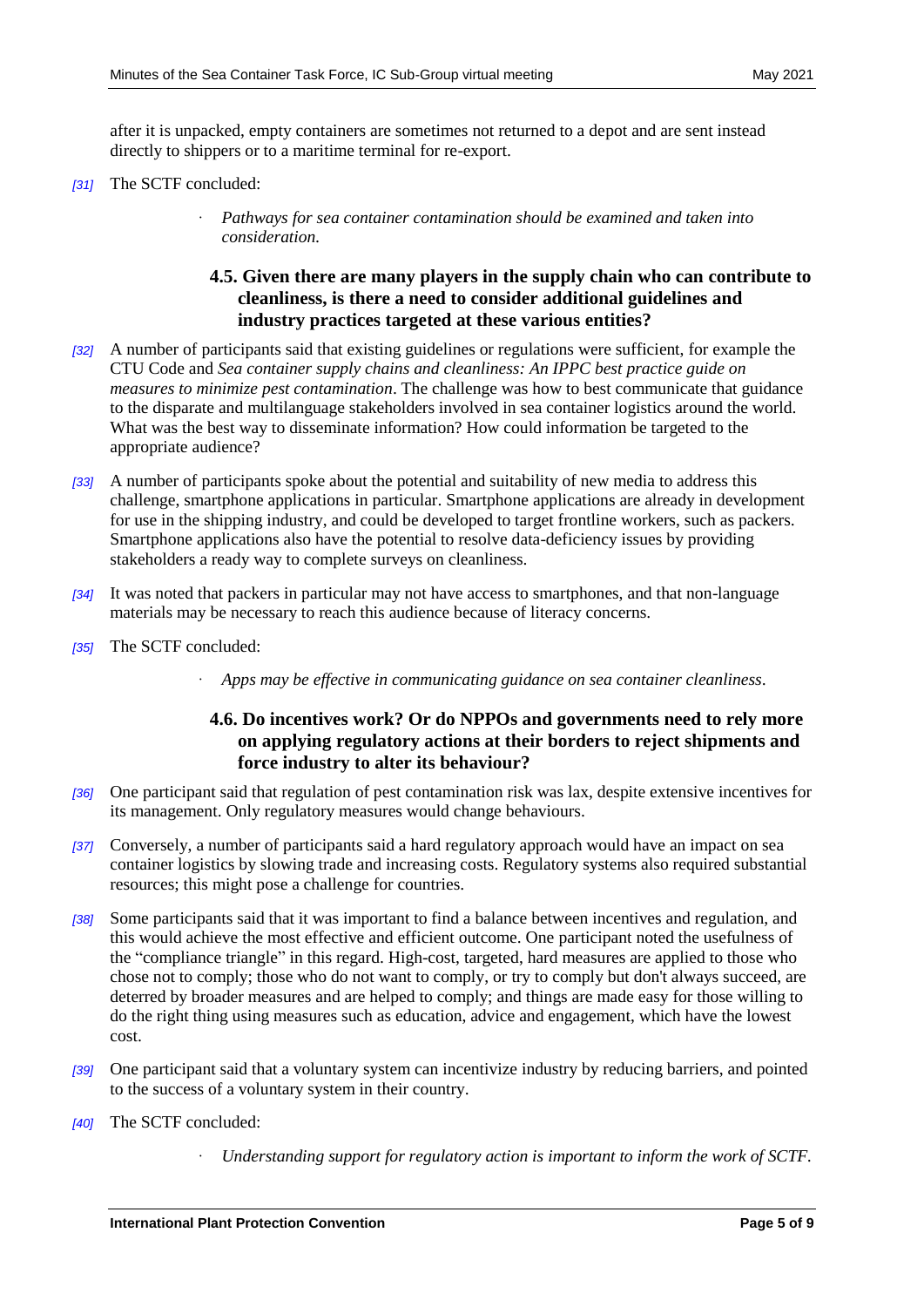after it is unpacked, empty containers are sometimes not returned to a depot and are sent instead directly to shippers or to a maritime terminal for re-export.

[31] The SCTF concluded:

- *Pathways for sea container contamination should be examined and taken into consideration.*

### 4.5. Given there are many players in the supply chain who can contribute to cleanliness, is there a need to consider additional guidelines and industry practices targeted at these various entities?

[32] A number of participants said that existing guidelines or regulations were sufficient, for example the CTU Code and *Sea container supply chains and cleanliness: An IPPC best practice guide on measures to minimize pest contamination*. The challenge was how to best communicate that guidance to the disparate and multilanguage stakeholders involved in sea container logistics around the world. What was the best way to disseminate information? How could information be targeted to the appropriate audience?

[33] A number of participants spoke about the potential and suitability of new media to address this challenge, smartphone applications in particular. Smartphone applications are already in development for use in the shipping industry, and could be developed to target frontline workers, such as packers. Smartphone applications also have the potential to resolve data-deficiency issues by providing stakeholders a ready way to complete surveys on cleanliness.

[34] It was noted that packers in particular may not have access to smartphones, and that non-language materials may be necessary to reach this audience because of literacy concerns.

[35] The SCTF concluded:

- *Apps may be effective in communicating guidance on sea container cleanliness.*

### 4.6. Do incentives work? Or do NPPOs and governments need to rely more on applying regulatory actions at their borders to reject shipments and force industry to alter its behaviour?

[36] One participant said that regulation of pest contamination risk was lax, despite extensive incentives for its management. Only regulatory measures would change behaviours.

[37] Conversely, a number of participants said a hard regulatory approach would have an impact on sea container logistics by slowing trade and increasing costs. Regulatory systems also required substantial resources; this might pose a challenge for countries.

[38] Some participants said that it was important to find a balance between incentives and regulation, and this would achieve the most effective and efficient outcome. One participant noted the usefulness of the "compliance triangle" in this regard. High-cost, targeted, hard measures are applied to those who chose not to comply; those who do not want to comply, or try to comply but don't always succeed, are deterred by broader measures and are helped to comply; and things are made easy for those willing to do the right thing using measures such as education, advice and engagement, which have the lowest cost.

[39] One participant said that a voluntary system can incentivize industry by reducing barriers, and pointed to the success of a voluntary system in their country.

[40] The SCTF concluded:

- *Understanding support for regulatory action is important to inform the work of SCTF.*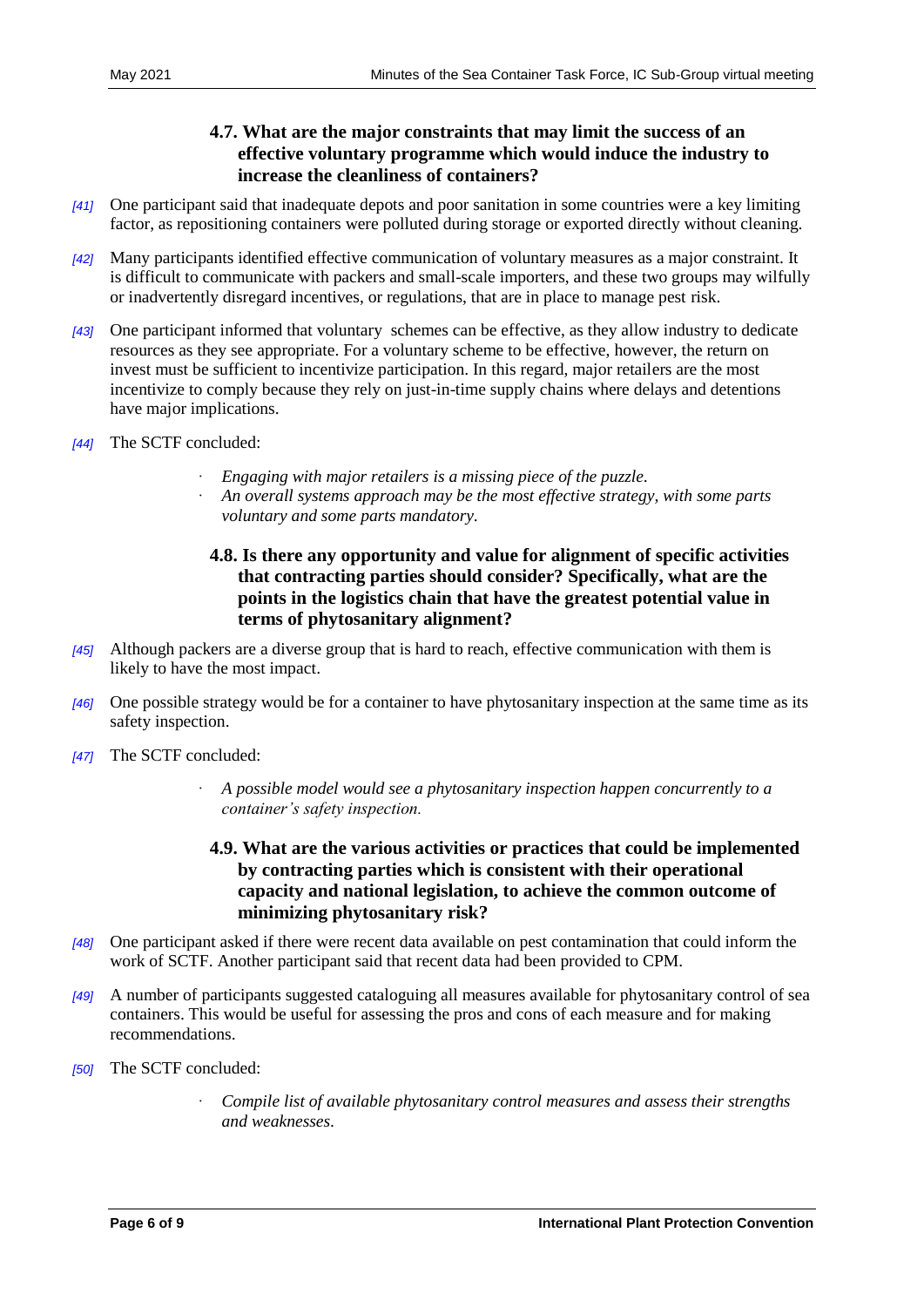### 4.7. What are the major constraints that may limit the success of an effective voluntary programme which would induce the industry to increase the cleanliness of containers?

[41] One participant said that inadequate depots and poor sanitation in some countries were a key limiting factor, as repositioning containers were polluted during storage or exported directly without cleaning.

[42] Many participants identified effective communication of voluntary measures as a major constraint. It is difficult to communicate with packers and small-scale importers, and these two groups may wilfully or inadvertently disregard incentives, or regulations, that are in place to manage pest risk.

[43] One participant informed that voluntary schemes can be effective, as they allow industry to dedicate resources as they see appropriate. For a voluntary scheme to be effective, however, the return on invest must be sufficient to incentivize participation. In this regard, major retailers are the most incentivize to comply because they rely on just-in-time supply chains where delays and detentions have major implications.

[44] The SCTF concluded:

- *Engaging with major retailers is a missing piece of the puzzle.*
- *An overall systems approach may be the most effective strategy, with some parts voluntary and some parts mandatory.*

### 4.8. Is there any opportunity and value for alignment of specific activities that contracting parties should consider? Specifically, what are the points in the logistics chain that have the greatest potential value in terms of phytosanitary alignment?

[45] Although packers are a diverse group that is hard to reach, effective communication with them is likely to have the most impact.

[46] One possible strategy would be for a container to have phytosanitary inspection at the same time as its safety inspection.

[47] The SCTF concluded:

- *A possible model would see a phytosanitary inspection happen concurrently to a container's safety inspection.*

### 4.9. What are the various activities or practices that could be implemented by contracting parties which is consistent with their operational capacity and national legislation, to achieve the common outcome of minimizing phytosanitary risk?

[48] One participant asked if there were recent data available on pest contamination that could inform the work of SCTF. Another participant said that recent data had been provided to CPM.

[49] A number of participants suggested cataloguing all measures available for phytosanitary control of sea containers. This would be useful for assessing the pros and cons of each measure and for making recommendations.

[50] The SCTF concluded:

- *Compile list of available phytosanitary control measures and assess their strengths and weaknesses.*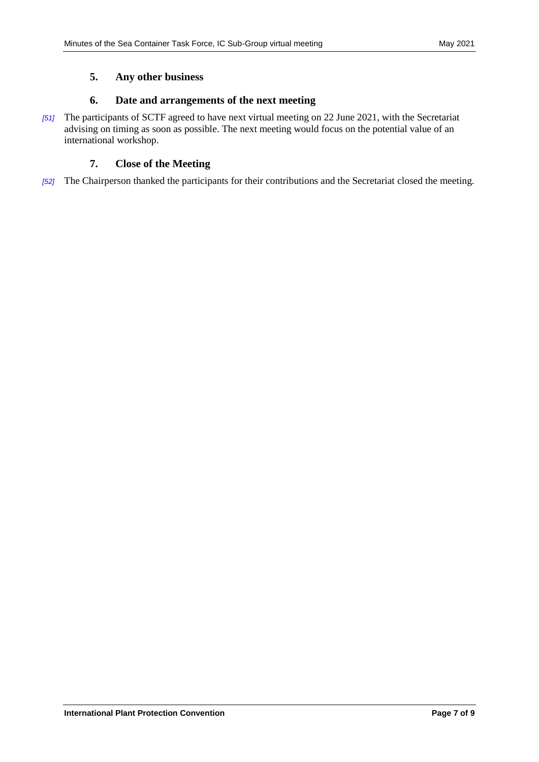## 5. Any other business

## 6. Date and arrangements of the next meeting

[51] The participants of SCTF agreed to have next virtual meeting on 22 June 2021, with the Secretariat advising on timing as soon as possible. The next meeting would focus on the potential value of an international workshop.

## 7. Close of the Meeting

[52] The Chairperson thanked the participants for their contributions and the Secretariat closed the meeting.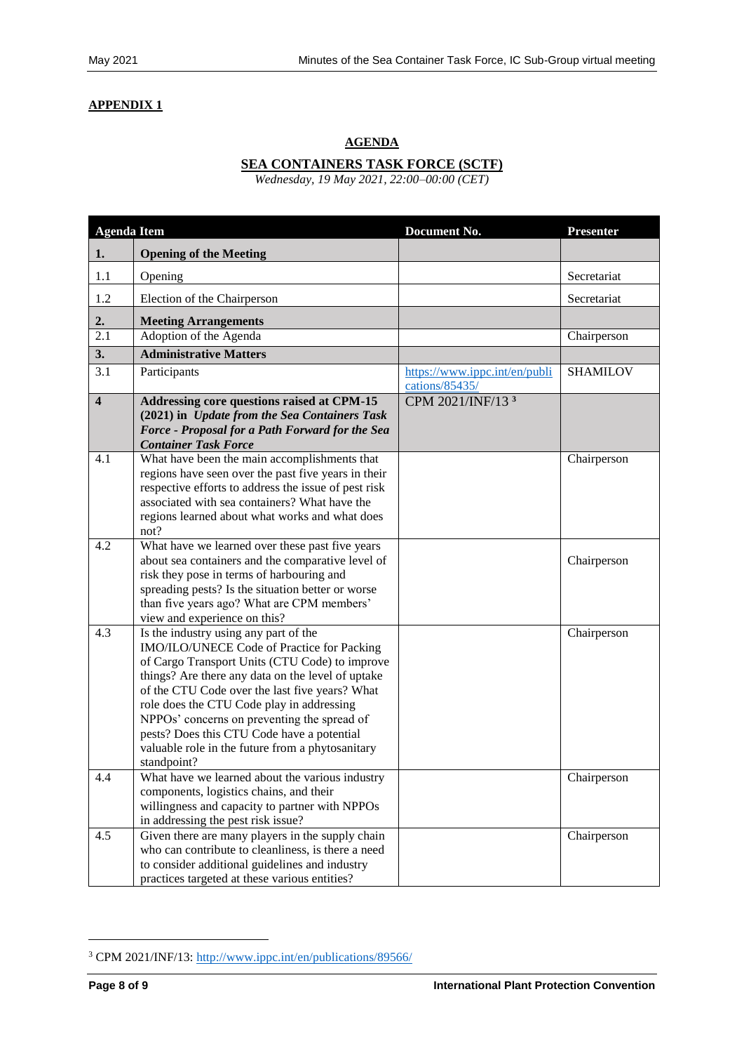**APPENDIX 1**

**AGENDA**

**SEA CONTAINERS TASK FORCE (SCTF)**

*Wednesday, 19 May 2021, 22:00–00:00 (CET)*

| Agenda Item | | Document No. | Presenter |
|---|---|---|---|
| **1.** | **Opening of the Meeting** | | |
| 1.1 | Opening | | Secretariat |
| 1.2 | Election of the Chairperson | | Secretariat |
| **2.** | **Meeting Arrangements** | | |
| 2.1 | Adoption of the Agenda | | Chairperson |
| **3.** | **Administrative Matters** | | |
| 3.1 | Participants | https://www.ippc.int/en/publications/85435/ | SHAMILOV |
| **4** | **Addressing core questions raised at CPM-15 (2021) in *Update from the Sea Containers Task Force - Proposal for a Path Forward for the Sea Container Task Force*** | CPM 2021/INF/13 [3] | |
| 4.1 | What have been the main accomplishments that regions have seen over the past five years in their respective efforts to address the issue of pest risk associated with sea containers? What have the regions learned about what works and what does not? | | Chairperson |
| 4.2 | What have we learned over these past five years about sea containers and the comparative level of risk they pose in terms of harbouring and spreading pests? Is the situation better or worse than five years ago? What are CPM members' view and experience on this? | | Chairperson |
| 4.3 | Is the industry using any part of the IMO/ILO/UNECE Code of Practice for Packing of Cargo Transport Units (CTU Code) to improve things? Are there any data on the level of uptake of the CTU Code over the last five years? What role does the CTU Code play in addressing NPPOs' concerns on preventing the spread of pests? Does this CTU Code have a potential valuable role in the future from a phytosanitary standpoint? | | Chairperson |
| 4.4 | What have we learned about the various industry components, logistics chains, and their willingness and capacity to partner with NPPOs in addressing the pest risk issue? | | Chairperson |
| 4.5 | Given there are many players in the supply chain who can contribute to cleanliness, is there a need to consider additional guidelines and industry practices targeted at these various entities? | | Chairperson |

[3] CPM 2021/INF/13: http://www.ippc.int/en/publications/89566/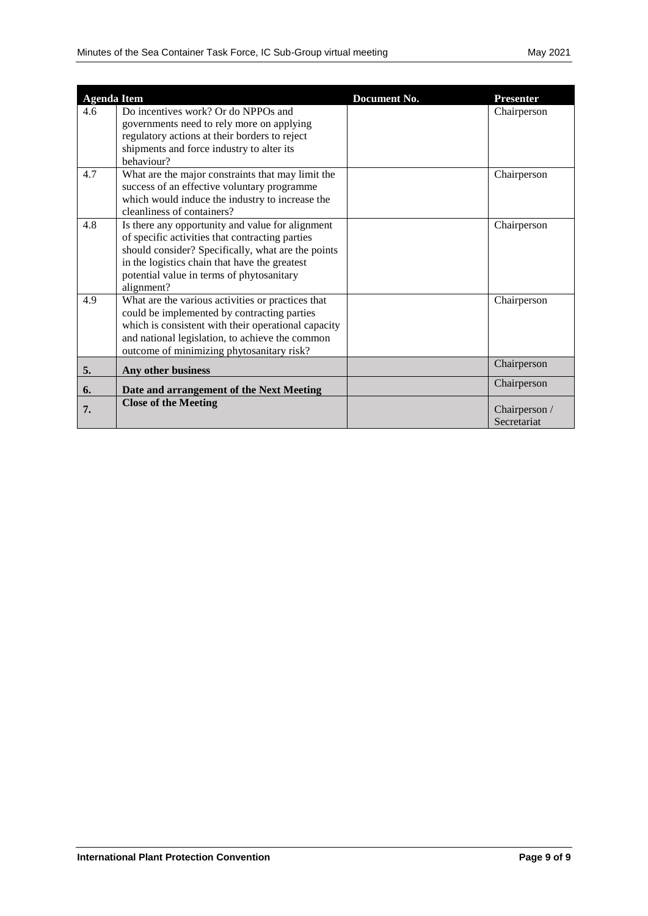| Agenda Item | | Document No. | Presenter |
|---|---|---|---|
| 4.6 | Do incentives work? Or do NPPOs and governments need to rely more on applying regulatory actions at their borders to reject shipments and force industry to alter its behaviour? | | Chairperson |
| 4.7 | What are the major constraints that may limit the success of an effective voluntary programme which would induce the industry to increase the cleanliness of containers? | | Chairperson |
| 4.8 | Is there any opportunity and value for alignment of specific activities that contracting parties should consider? Specifically, what are the points in the logistics chain that have the greatest potential value in terms of phytosanitary alignment? | | Chairperson |
| 4.9 | What are the various activities or practices that could be implemented by contracting parties which is consistent with their operational capacity and national legislation, to achieve the common outcome of minimizing phytosanitary risk? | | Chairperson |
| **5.** | **Any other business** | | Chairperson |
| **6.** | **Date and arrangement of the Next Meeting** | | Chairperson |
| **7.** | **Close of the Meeting** | | Chairperson / Secretariat |